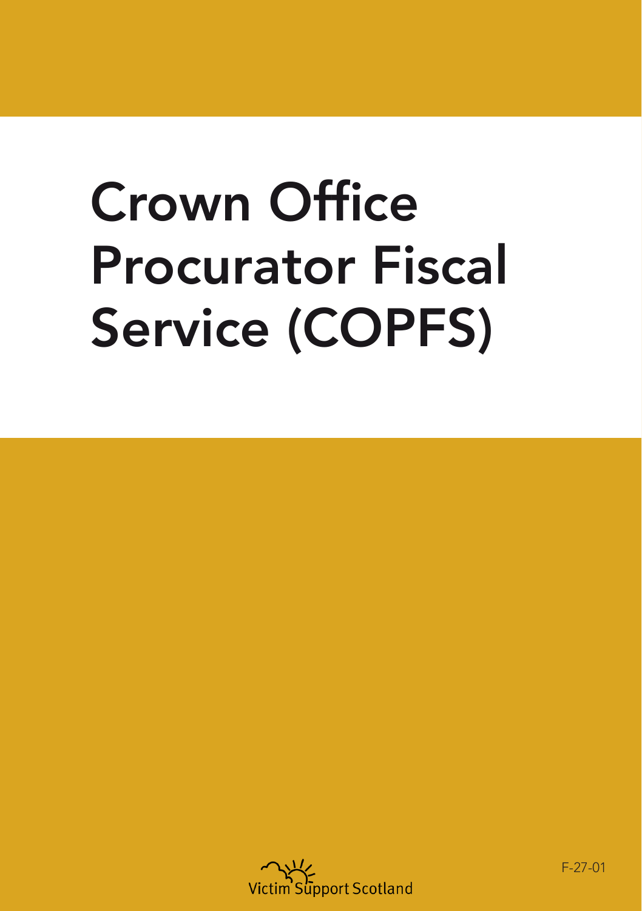# Crown Office Procurator Fiscal Service (COPFS)

Victim Support Scotland

F-27-01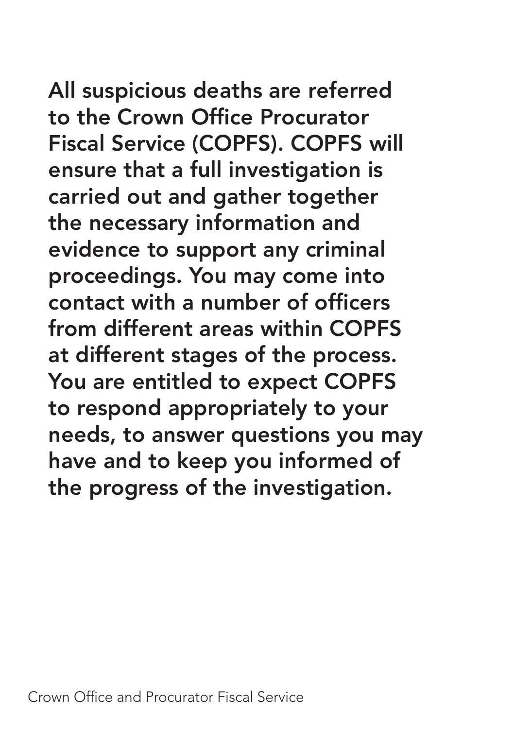**All suspicious deaths are referred to the Crown Office Procurator Fiscal Service (COPFS). COPFS will ensure that a full investigation is carried out and gather together the necessary information and evidence to support any criminal proceedings. You may come into contact with a number of officers from different areas within COPFS at different stages of the process. You are entitled to expect COPFS to respond appropriately to your needs, to answer questions you may have and to keep you informed of the progress of the investigation.**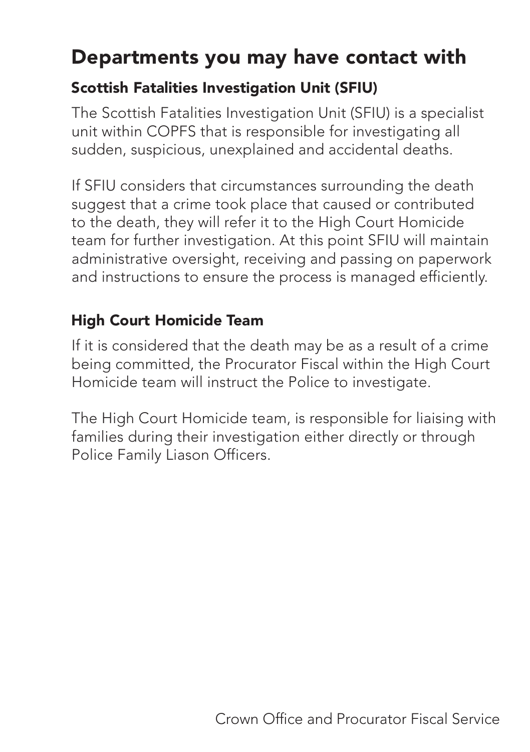# Departments you may have contact with

### Scottish Fatalities Investigation Unit (SFIU)

The Scottish Fatalities Investigation Unit (SFIU) is a specialist unit within COPFS that is responsible for investigating all sudden, suspicious, unexplained and accidental deaths.

If SFIU considers that circumstances surrounding the death suggest that a crime took place that caused or contributed to the death, they will refer it to the High Court Homicide team for further investigation. At this point SFIU will maintain administrative oversight, receiving and passing on paperwork and instructions to ensure the process is managed efficiently.

### High Court Homicide Team

If it is considered that the death may be as a result of a crime being committed, the Procurator Fiscal within the High Court Homicide team will instruct the Police to investigate.

The High Court Homicide team, is responsible for liaising with families during their investigation either directly or through Police Family Liason Officers.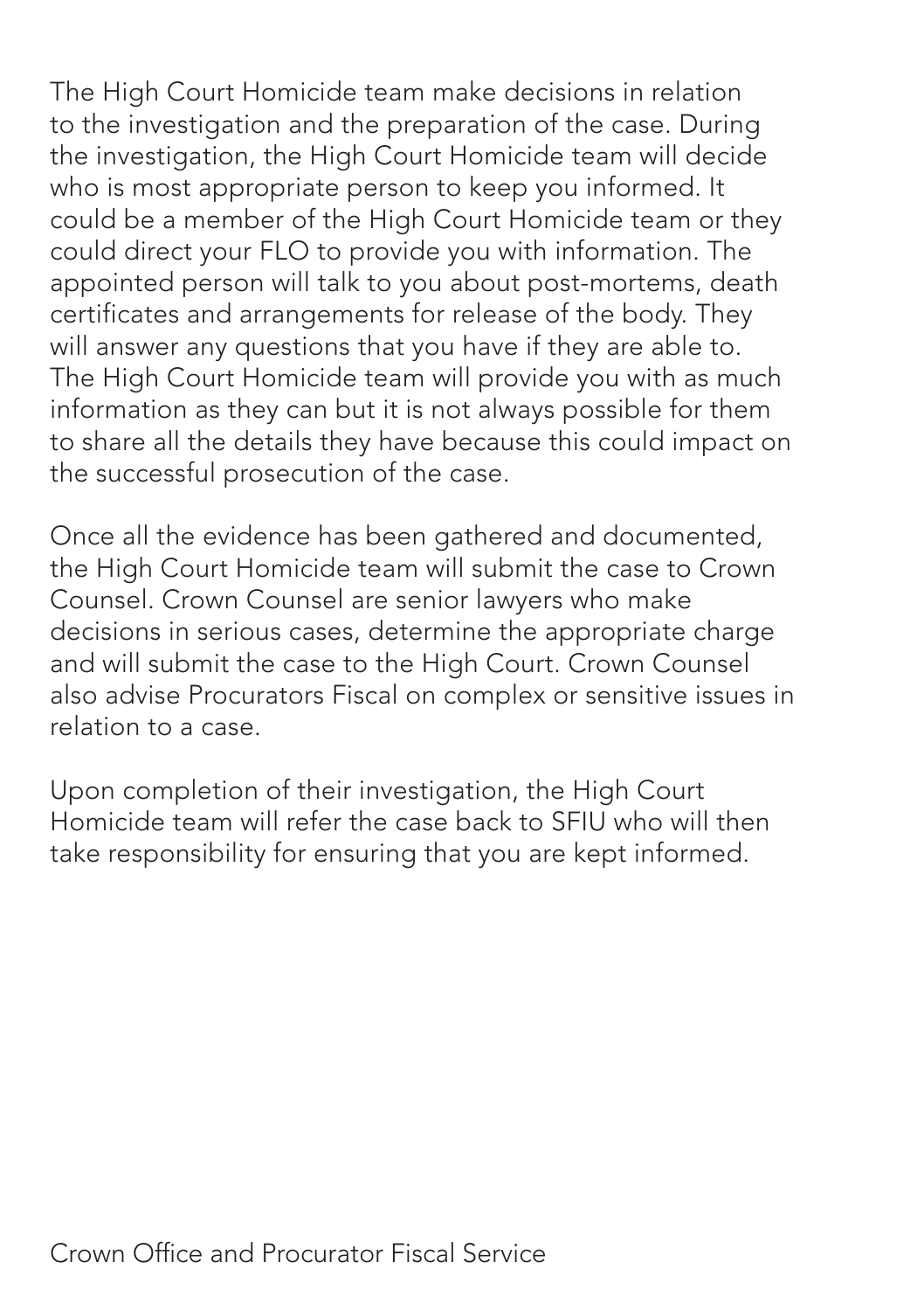The High Court Homicide team make decisions in relation to the investigation and the preparation of the case. During the investigation, the High Court Homicide team will decide who is most appropriate person to keep you informed. It could be a member of the High Court Homicide team or they could direct your FLO to provide you with information. The appointed person will talk to you about post-mortems, death certificates and arrangements for release of the body. They will answer any questions that you have if they are able to. The High Court Homicide team will provide you with as much information as they can but it is not always possible for them to share all the details they have because this could impact on the successful prosecution of the case.

Once all the evidence has been gathered and documented, the High Court Homicide team will submit the case to Crown Counsel. Crown Counsel are senior lawyers who make decisions in serious cases, determine the appropriate charge and will submit the case to the High Court. Crown Counsel also advise Procurators Fiscal on complex or sensitive issues in relation to a case.

Upon completion of their investigation, the High Court Homicide team will refer the case back to SFIU who will then take responsibility for ensuring that you are kept informed.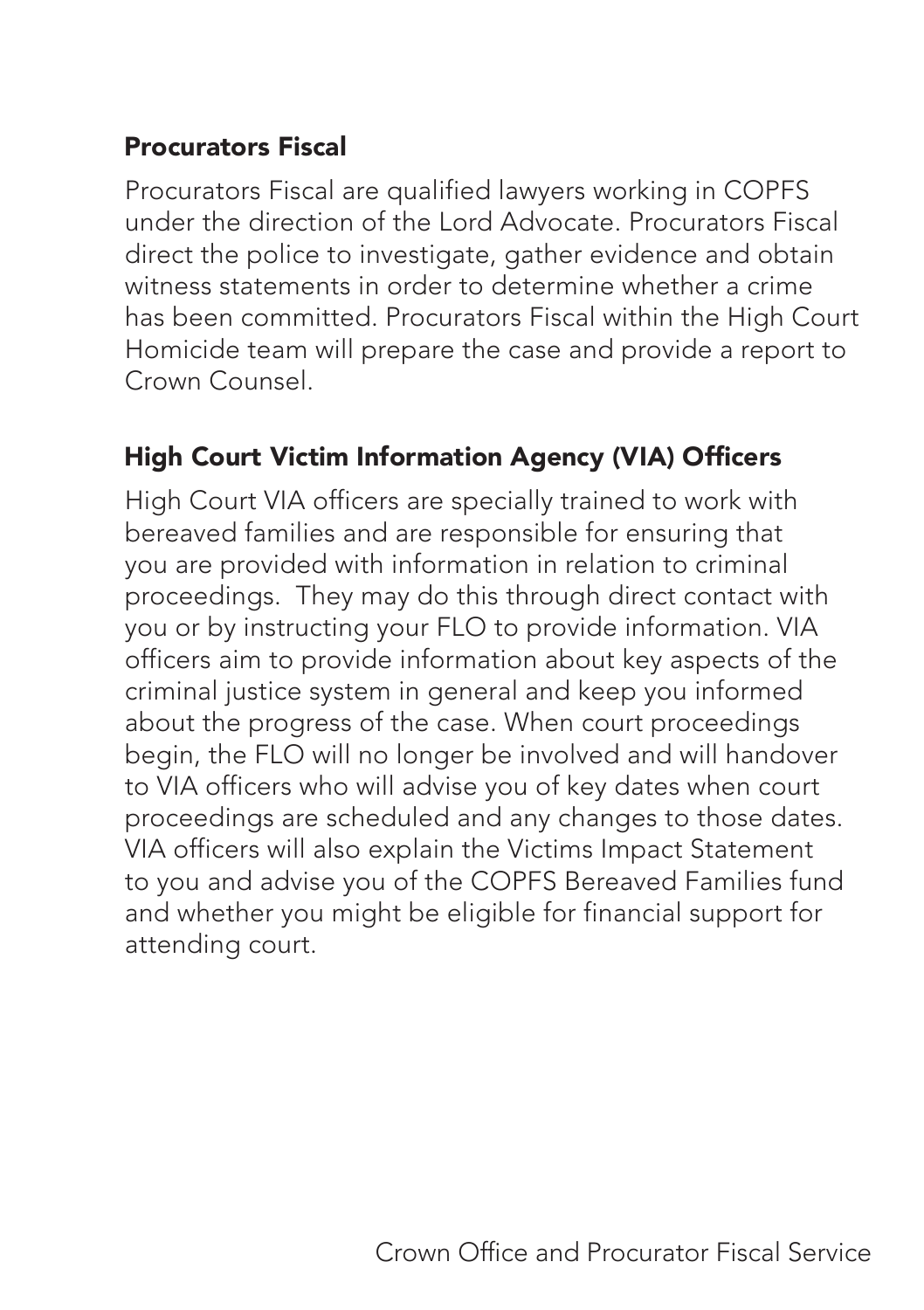## Procurators Fiscal

Procurators Fiscal are qualified lawyers working in COPFS under the direction of the Lord Advocate. Procurators Fiscal direct the police to investigate, gather evidence and obtain witness statements in order to determine whether a crime has been committed. Procurators Fiscal within the High Court Homicide team will prepare the case and provide a report to Crown Counsel.

## High Court Victim Information Agency (VIA) Officers

High Court VIA officers are specially trained to work with bereaved families and are responsible for ensuring that you are provided with information in relation to criminal proceedings. They may do this through direct contact with you or by instructing your FLO to provide information. VIA officers aim to provide information about key aspects of the criminal justice system in general and keep you informed about the progress of the case. When court proceedings begin, the FLO will no longer be involved and will handover to VIA officers who will advise you of key dates when court proceedings are scheduled and any changes to those dates. VIA officers will also explain the Victims Impact Statement to you and advise you of the COPFS Bereaved Families fund and whether you might be eligible for financial support for attending court.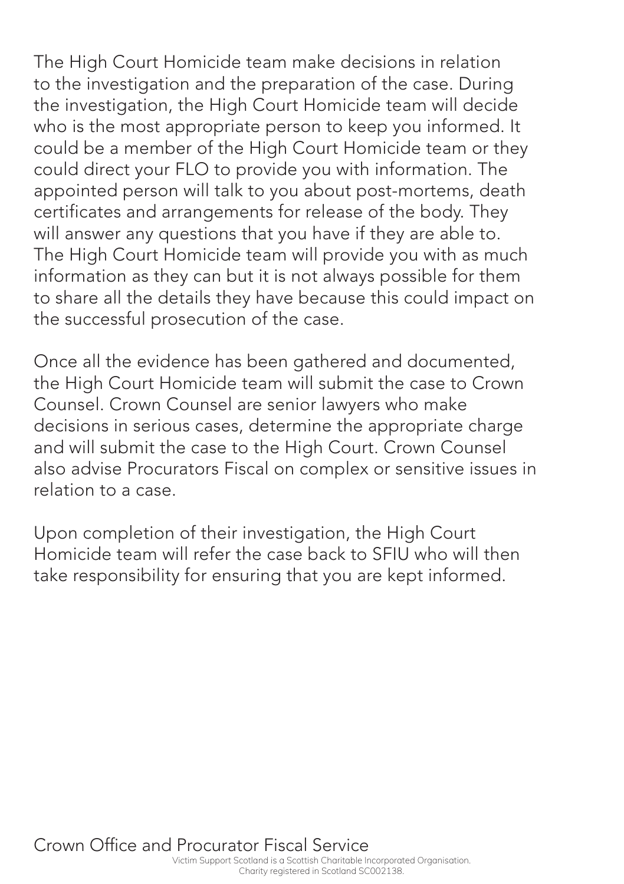The High Court Homicide team make decisions in relation to the investigation and the preparation of the case. During the investigation, the High Court Homicide team will decide who is the most appropriate person to keep you informed. It could be a member of the High Court Homicide team or they could direct your FLO to provide you with information. The appointed person will talk to you about post-mortems, death certificates and arrangements for release of the body. They will answer any questions that you have if they are able to. The High Court Homicide team will provide you with as much information as they can but it is not always possible for them to share all the details they have because this could impact on the successful prosecution of the case.

Once all the evidence has been gathered and documented, the High Court Homicide team will submit the case to Crown Counsel. Crown Counsel are senior lawyers who make decisions in serious cases, determine the appropriate charge and will submit the case to the High Court. Crown Counsel also advise Procurators Fiscal on complex or sensitive issues in relation to a case.

Upon completion of their investigation, the High Court Homicide team will refer the case back to SFIU who will then take responsibility for ensuring that you are kept informed.

Crown Office and Procurator Fiscal Service

Victim Support Scotland is a Scottish Charitable Incorporated Organisation.
Charity registered in Scotland SC002138.